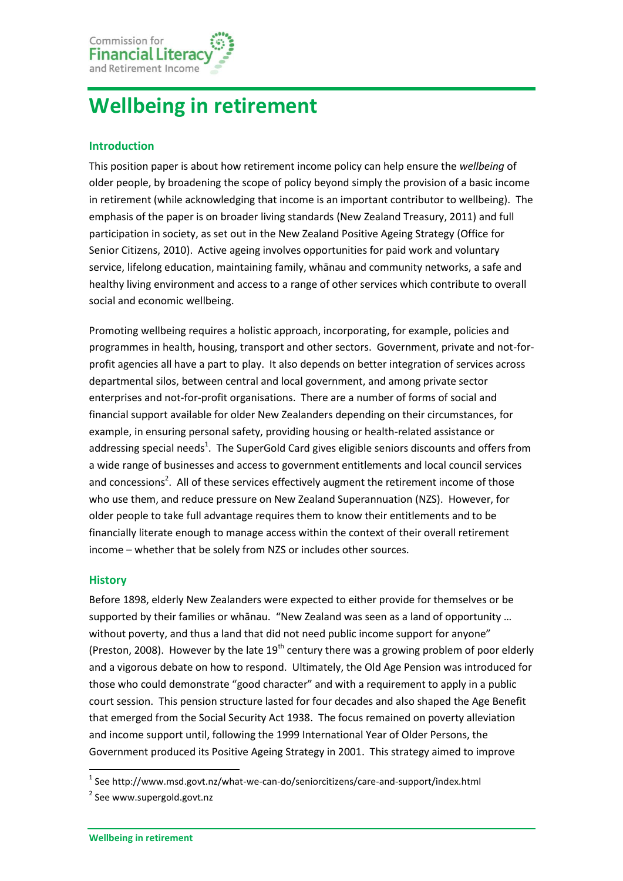# Wellbeing in retirement

## Introduction

This position paper is about how retirement income policy can help ensure the *wellbeing* of older people, by broadening the scope of policy beyond simply the provision of a basic income in retirement (while acknowledging that income is an important contributor to wellbeing). The emphasis of the paper is on broader living standards (New Zealand Treasury, 2011) and full participation in society, as set out in the New Zealand Positive Ageing Strategy (Office for Senior Citizens, 2010). Active ageing involves opportunities for paid work and voluntary service, lifelong education, maintaining family, whānau and community networks, a safe and healthy living environment and access to a range of other services which contribute to overall social and economic wellbeing.

Promoting wellbeing requires a holistic approach, incorporating, for example, policies and programmes in health, housing, transport and other sectors. Government, private and not-for-profit agencies all have a part to play. It also depends on better integration of services across departmental silos, between central and local government, and among private sector enterprises and not-for-profit organisations. There are a number of forms of social and financial support available for older New Zealanders depending on their circumstances, for example, in ensuring personal safety, providing housing or health-related assistance or addressing special needs[1]. The SuperGold Card gives eligible seniors discounts and offers from a wide range of businesses and access to government entitlements and local council services and concessions[2]. All of these services effectively augment the retirement income of those who use them, and reduce pressure on New Zealand Superannuation (NZS). However, for older people to take full advantage requires them to know their entitlements and to be financially literate enough to manage access within the context of their overall retirement income – whether that be solely from NZS or includes other sources.

## History

Before 1898, elderly New Zealanders were expected to either provide for themselves or be supported by their families or whānau. "New Zealand was seen as a land of opportunity … without poverty, and thus a land that did not need public income support for anyone" (Preston, 2008). However by the late 19th century there was a growing problem of poor elderly and a vigorous debate on how to respond. Ultimately, the Old Age Pension was introduced for those who could demonstrate "good character" and with a requirement to apply in a public court session. This pension structure lasted for four decades and also shaped the Age Benefit that emerged from the Social Security Act 1938. The focus remained on poverty alleviation and income support until, following the 1999 International Year of Older Persons, the Government produced its Positive Ageing Strategy in 2001. This strategy aimed to improve

[1] See http://www.msd.govt.nz/what-we-can-do/seniorcitizens/care-and-support/index.html

[2] See www.supergold.govt.nz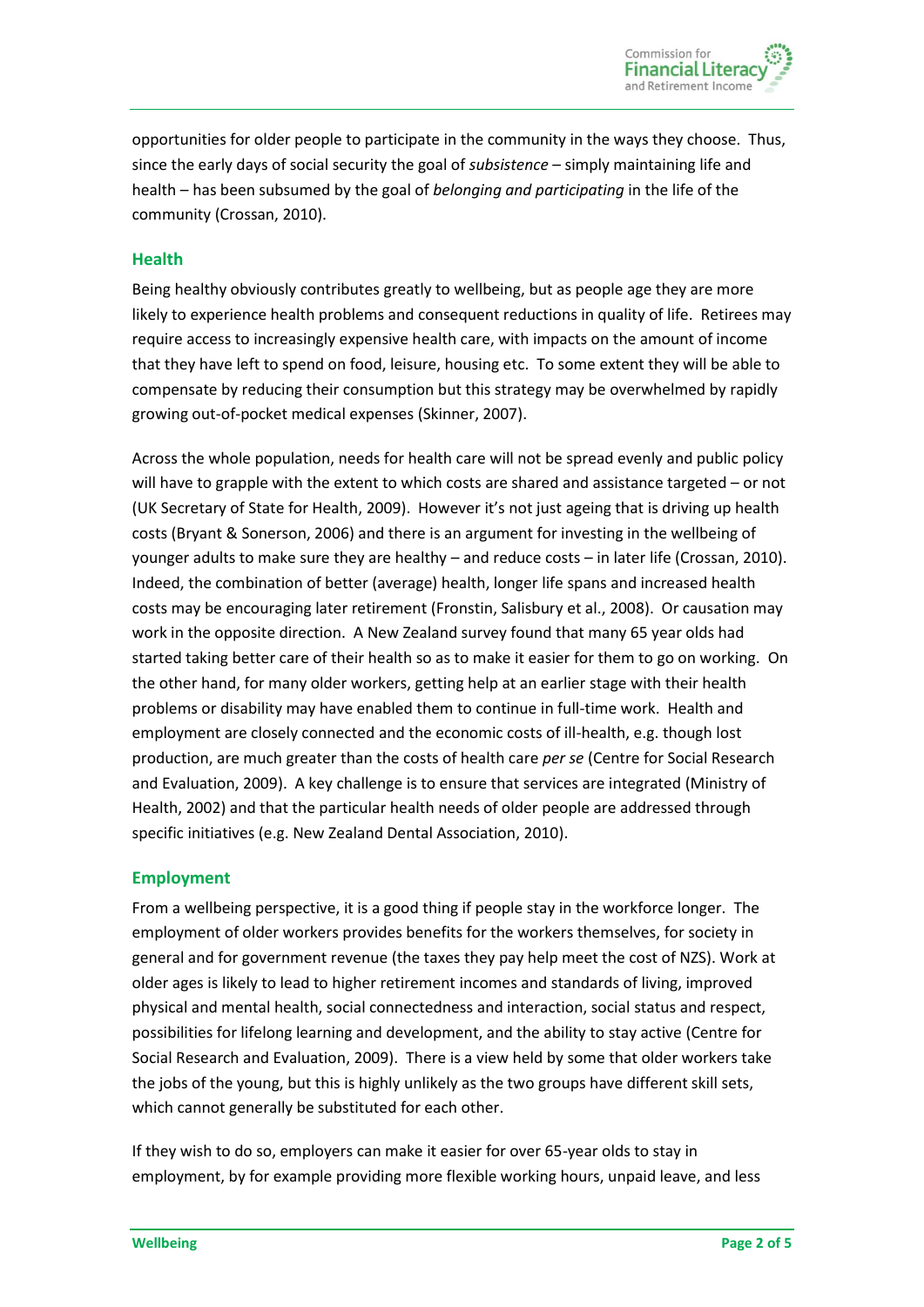opportunities for older people to participate in the community in the ways they choose. Thus, since the early days of social security the goal of *subsistence* – simply maintaining life and health – has been subsumed by the goal of *belonging and participating* in the life of the community (Crossan, 2010).

## Health

Being healthy obviously contributes greatly to wellbeing, but as people age they are more likely to experience health problems and consequent reductions in quality of life. Retirees may require access to increasingly expensive health care, with impacts on the amount of income that they have left to spend on food, leisure, housing etc. To some extent they will be able to compensate by reducing their consumption but this strategy may be overwhelmed by rapidly growing out-of-pocket medical expenses (Skinner, 2007).

Across the whole population, needs for health care will not be spread evenly and public policy will have to grapple with the extent to which costs are shared and assistance targeted – or not (UK Secretary of State for Health, 2009). However it's not just ageing that is driving up health costs (Bryant & Sonerson, 2006) and there is an argument for investing in the wellbeing of younger adults to make sure they are healthy – and reduce costs – in later life (Crossan, 2010). Indeed, the combination of better (average) health, longer life spans and increased health costs may be encouraging later retirement (Fronstin, Salisbury et al., 2008). Or causation may work in the opposite direction. A New Zealand survey found that many 65 year olds had started taking better care of their health so as to make it easier for them to go on working. On the other hand, for many older workers, getting help at an earlier stage with their health problems or disability may have enabled them to continue in full-time work. Health and employment are closely connected and the economic costs of ill-health, e.g. though lost production, are much greater than the costs of health care *per se* (Centre for Social Research and Evaluation, 2009). A key challenge is to ensure that services are integrated (Ministry of Health, 2002) and that the particular health needs of older people are addressed through specific initiatives (e.g. New Zealand Dental Association, 2010).

## Employment

From a wellbeing perspective, it is a good thing if people stay in the workforce longer. The employment of older workers provides benefits for the workers themselves, for society in general and for government revenue (the taxes they pay help meet the cost of NZS). Work at older ages is likely to lead to higher retirement incomes and standards of living, improved physical and mental health, social connectedness and interaction, social status and respect, possibilities for lifelong learning and development, and the ability to stay active (Centre for Social Research and Evaluation, 2009). There is a view held by some that older workers take the jobs of the young, but this is highly unlikely as the two groups have different skill sets, which cannot generally be substituted for each other.

If they wish to do so, employers can make it easier for over 65-year olds to stay in employment, by for example providing more flexible working hours, unpaid leave, and less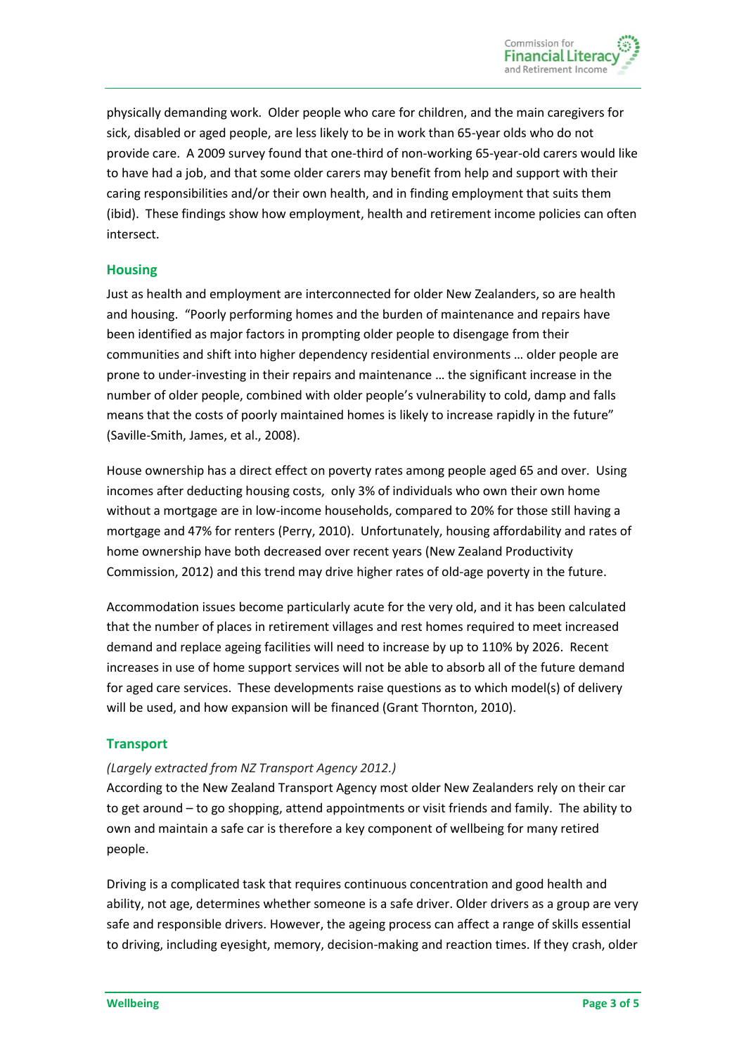physically demanding work. Older people who care for children, and the main caregivers for sick, disabled or aged people, are less likely to be in work than 65-year olds who do not provide care. A 2009 survey found that one-third of non-working 65-year-old carers would like to have had a job, and that some older carers may benefit from help and support with their caring responsibilities and/or their own health, and in finding employment that suits them (ibid). These findings show how employment, health and retirement income policies can often intersect.

## Housing

Just as health and employment are interconnected for older New Zealanders, so are health and housing. "Poorly performing homes and the burden of maintenance and repairs have been identified as major factors in prompting older people to disengage from their communities and shift into higher dependency residential environments … older people are prone to under-investing in their repairs and maintenance … the significant increase in the number of older people, combined with older people's vulnerability to cold, damp and falls means that the costs of poorly maintained homes is likely to increase rapidly in the future" (Saville-Smith, James, et al., 2008).

House ownership has a direct effect on poverty rates among people aged 65 and over. Using incomes after deducting housing costs, only 3% of individuals who own their own home without a mortgage are in low-income households, compared to 20% for those still having a mortgage and 47% for renters (Perry, 2010). Unfortunately, housing affordability and rates of home ownership have both decreased over recent years (New Zealand Productivity Commission, 2012) and this trend may drive higher rates of old-age poverty in the future.

Accommodation issues become particularly acute for the very old, and it has been calculated that the number of places in retirement villages and rest homes required to meet increased demand and replace ageing facilities will need to increase by up to 110% by 2026. Recent increases in use of home support services will not be able to absorb all of the future demand for aged care services. These developments raise questions as to which model(s) of delivery will be used, and how expansion will be financed (Grant Thornton, 2010).

## Transport

*(Largely extracted from NZ Transport Agency 2012.)*

According to the New Zealand Transport Agency most older New Zealanders rely on their car to get around – to go shopping, attend appointments or visit friends and family. The ability to own and maintain a safe car is therefore a key component of wellbeing for many retired people.

Driving is a complicated task that requires continuous concentration and good health and ability, not age, determines whether someone is a safe driver. Older drivers as a group are very safe and responsible drivers. However, the ageing process can affect a range of skills essential to driving, including eyesight, memory, decision-making and reaction times. If they crash, older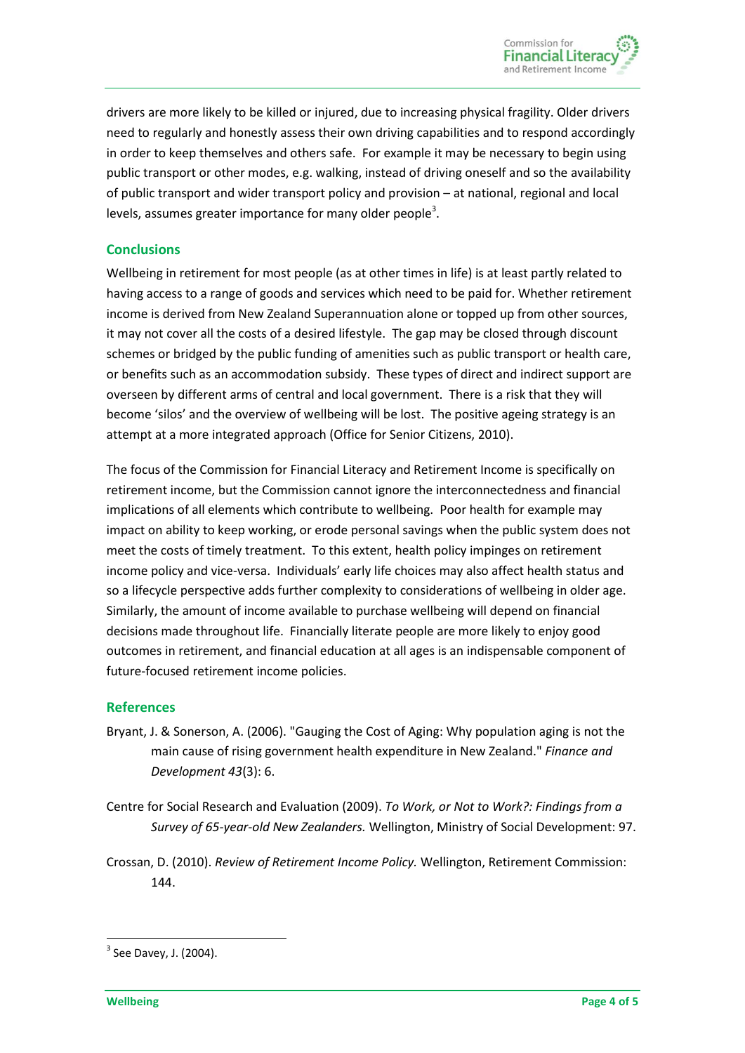drivers are more likely to be killed or injured, due to increasing physical fragility. Older drivers need to regularly and honestly assess their own driving capabilities and to respond accordingly in order to keep themselves and others safe. For example it may be necessary to begin using public transport or other modes, e.g. walking, instead of driving oneself and so the availability of public transport and wider transport policy and provision – at national, regional and local levels, assumes greater importance for many older people[3].

## Conclusions

Wellbeing in retirement for most people (as at other times in life) is at least partly related to having access to a range of goods and services which need to be paid for. Whether retirement income is derived from New Zealand Superannuation alone or topped up from other sources, it may not cover all the costs of a desired lifestyle. The gap may be closed through discount schemes or bridged by the public funding of amenities such as public transport or health care, or benefits such as an accommodation subsidy. These types of direct and indirect support are overseen by different arms of central and local government. There is a risk that they will become 'silos' and the overview of wellbeing will be lost. The positive ageing strategy is an attempt at a more integrated approach (Office for Senior Citizens, 2010).

The focus of the Commission for Financial Literacy and Retirement Income is specifically on retirement income, but the Commission cannot ignore the interconnectedness and financial implications of all elements which contribute to wellbeing. Poor health for example may impact on ability to keep working, or erode personal savings when the public system does not meet the costs of timely treatment. To this extent, health policy impinges on retirement income policy and vice-versa. Individuals' early life choices may also affect health status and so a lifecycle perspective adds further complexity to considerations of wellbeing in older age. Similarly, the amount of income available to purchase wellbeing will depend on financial decisions made throughout life. Financially literate people are more likely to enjoy good outcomes in retirement, and financial education at all ages is an indispensable component of future-focused retirement income policies.

## References

Bryant, J. & Sonerson, A. (2006). "Gauging the Cost of Aging: Why population aging is not the main cause of rising government health expenditure in New Zealand." *Finance and Development 43*(3): 6.

Centre for Social Research and Evaluation (2009). *To Work, or Not to Work?: Findings from a Survey of 65-year-old New Zealanders.* Wellington, Ministry of Social Development: 97.

Crossan, D. (2010). *Review of Retirement Income Policy.* Wellington, Retirement Commission: 144.

---

[3] See Davey, J. (2004).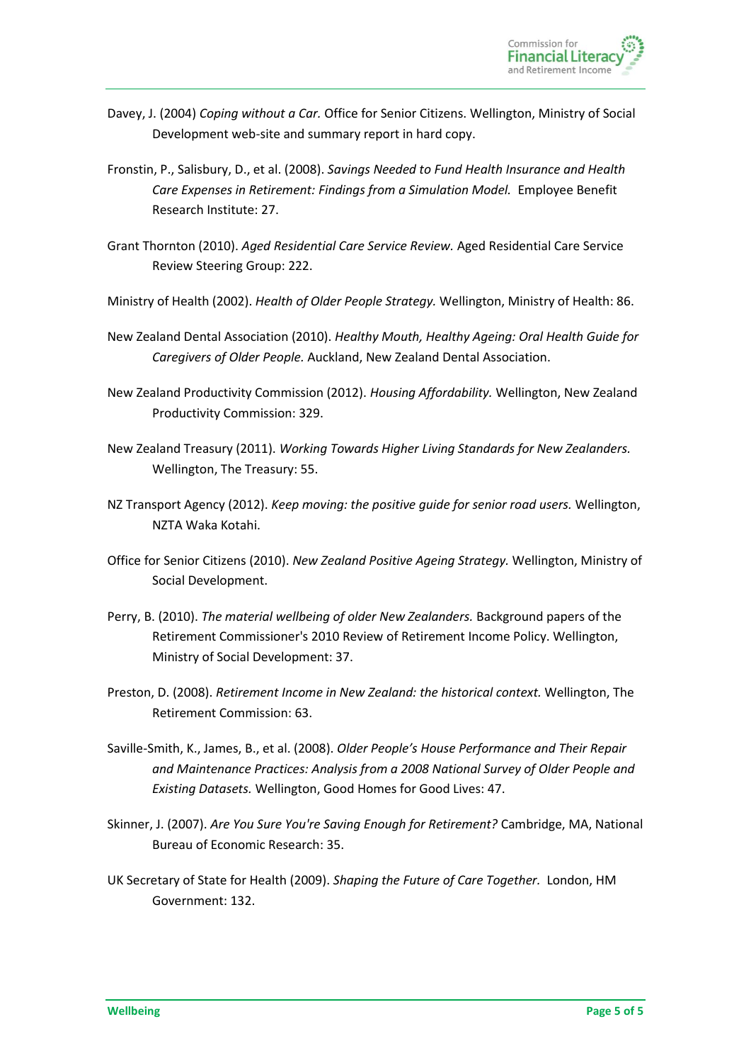Davey, J. (2004) *Coping without a Car.* Office for Senior Citizens. Wellington, Ministry of Social Development web-site and summary report in hard copy.

Fronstin, P., Salisbury, D., et al. (2008). *Savings Needed to Fund Health Insurance and Health Care Expenses in Retirement: Findings from a Simulation Model.* Employee Benefit Research Institute: 27.

Grant Thornton (2010). *Aged Residential Care Service Review.* Aged Residential Care Service Review Steering Group: 222.

Ministry of Health (2002). *Health of Older People Strategy.* Wellington, Ministry of Health: 86.

New Zealand Dental Association (2010). *Healthy Mouth, Healthy Ageing: Oral Health Guide for Caregivers of Older People.* Auckland, New Zealand Dental Association.

New Zealand Productivity Commission (2012). *Housing Affordability.* Wellington, New Zealand Productivity Commission: 329.

New Zealand Treasury (2011). *Working Towards Higher Living Standards for New Zealanders.* Wellington, The Treasury: 55.

NZ Transport Agency (2012). *Keep moving: the positive guide for senior road users.* Wellington, NZTA Waka Kotahi.

Office for Senior Citizens (2010). *New Zealand Positive Ageing Strategy.* Wellington, Ministry of Social Development.

Perry, B. (2010). *The material wellbeing of older New Zealanders.* Background papers of the Retirement Commissioner's 2010 Review of Retirement Income Policy. Wellington, Ministry of Social Development: 37.

Preston, D. (2008). *Retirement Income in New Zealand: the historical context.* Wellington, The Retirement Commission: 63.

Saville-Smith, K., James, B., et al. (2008). *Older People's House Performance and Their Repair and Maintenance Practices: Analysis from a 2008 National Survey of Older People and Existing Datasets.* Wellington, Good Homes for Good Lives: 47.

Skinner, J. (2007). *Are You Sure You're Saving Enough for Retirement?* Cambridge, MA, National Bureau of Economic Research: 35.

UK Secretary of State for Health (2009). *Shaping the Future of Care Together.* London, HM Government: 132.